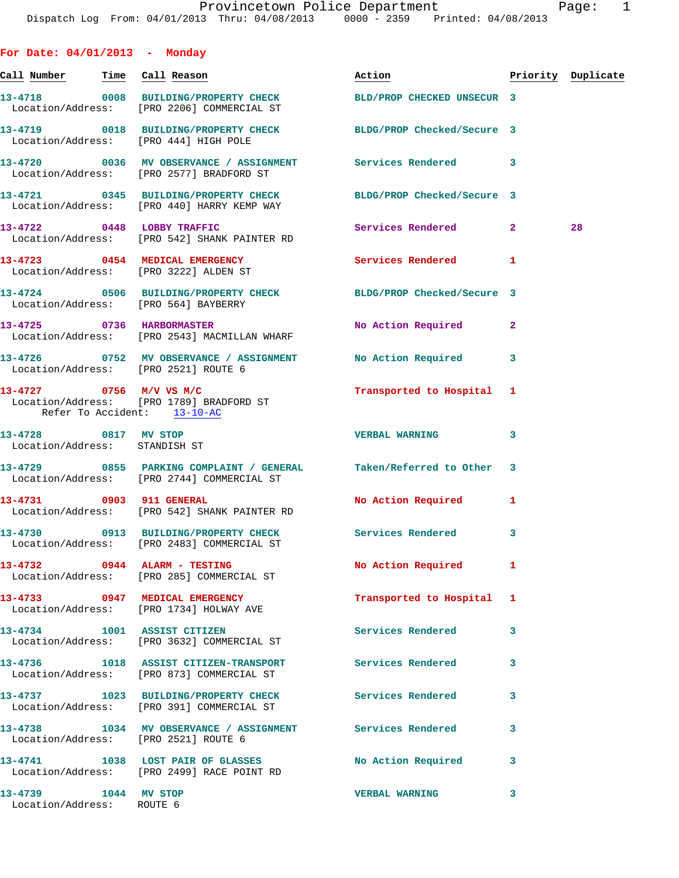# Provincetown Police Department

Dispatch Log From: 04/01/2013 Thru: 04/08/2013 0000 - 2359 Printed: 04/08/2013

## For Date: 04/01/2013 - Monday

| Call Number | Time | Call Reason | Action | Priority | Duplicate |
|---|---|---|---|---|---|
| 13-4718 | 0008 | BUILDING/PROPERTY CHECK | BLD/PROP CHECKED UNSECUR | 3 | |
| Location/Address: [PRO 2206] COMMERCIAL ST | | | | | |
| 13-4719 | 0018 | BUILDING/PROPERTY CHECK | BLDG/PROP Checked/Secure | 3 | |
| Location/Address: [PRO 444] HIGH POLE | | | | | |
| 13-4720 | 0036 | MV OBSERVANCE / ASSIGNMENT | Services Rendered | 3 | |
| Location/Address: [PRO 2577] BRADFORD ST | | | | | |
| 13-4721 | 0345 | BUILDING/PROPERTY CHECK | BLDG/PROP Checked/Secure | 3 | |
| Location/Address: [PRO 440] HARRY KEMP WAY | | | | | |
| 13-4722 | 0448 | LOBBY TRAFFIC | Services Rendered | 2 | 28 |
| Location/Address: [PRO 542] SHANK PAINTER RD | | | | | |
| 13-4723 | 0454 | MEDICAL EMERGENCY | Services Rendered | 1 | |
| Location/Address: [PRO 3222] ALDEN ST | | | | | |
| 13-4724 | 0506 | BUILDING/PROPERTY CHECK | BLDG/PROP Checked/Secure | 3 | |
| Location/Address: [PRO 564] BAYBERRY | | | | | |
| 13-4725 | 0736 | HARBORMASTER | No Action Required | 2 | |
| Location/Address: [PRO 2543] MACMILLAN WHARF | | | | | |
| 13-4726 | 0752 | MV OBSERVANCE / ASSIGNMENT | No Action Required | 3 | |
| Location/Address: [PRO 2521] ROUTE 6 | | | | | |
| 13-4727 | 0756 | M/V VS M/C | Transported to Hospital | 1 | |
| Location/Address: [PRO 1789] BRADFORD ST | | | | | |
| Refer To Accident: 13-10-AC | | | | | |
| 13-4728 | 0817 | MV STOP | VERBAL WARNING | 3 | |
| Location/Address: STANDISH ST | | | | | |
| 13-4729 | 0855 | PARKING COMPLAINT / GENERAL | Taken/Referred to Other | 3 | |
| Location/Address: [PRO 2744] COMMERCIAL ST | | | | | |
| 13-4731 | 0903 | 911 GENERAL | No Action Required | 1 | |
| Location/Address: [PRO 542] SHANK PAINTER RD | | | | | |
| 13-4730 | 0913 | BUILDING/PROPERTY CHECK | Services Rendered | 3 | |
| Location/Address: [PRO 2483] COMMERCIAL ST | | | | | |
| 13-4732 | 0944 | ALARM - TESTING | No Action Required | 1 | |
| Location/Address: [PRO 285] COMMERCIAL ST | | | | | |
| 13-4733 | 0947 | MEDICAL EMERGENCY | Transported to Hospital | 1 | |
| Location/Address: [PRO 1734] HOLWAY AVE | | | | | |
| 13-4734 | 1001 | ASSIST CITIZEN | Services Rendered | 3 | |
| Location/Address: [PRO 3632] COMMERCIAL ST | | | | | |
| 13-4736 | 1018 | ASSIST CITIZEN-TRANSPORT | Services Rendered | 3 | |
| Location/Address: [PRO 873] COMMERCIAL ST | | | | | |
| 13-4737 | 1023 | BUILDING/PROPERTY CHECK | Services Rendered | 3 | |
| Location/Address: [PRO 391] COMMERCIAL ST | | | | | |
| 13-4738 | 1034 | MV OBSERVANCE / ASSIGNMENT | Services Rendered | 3 | |
| Location/Address: [PRO 2521] ROUTE 6 | | | | | |
| 13-4741 | 1038 | LOST PAIR OF GLASSES | No Action Required | 3 | |
| Location/Address: [PRO 2499] RACE POINT RD | | | | | |
| 13-4739 | 1044 | MV STOP | VERBAL WARNING | 3 | |
| Location/Address: ROUTE 6 | | | | | |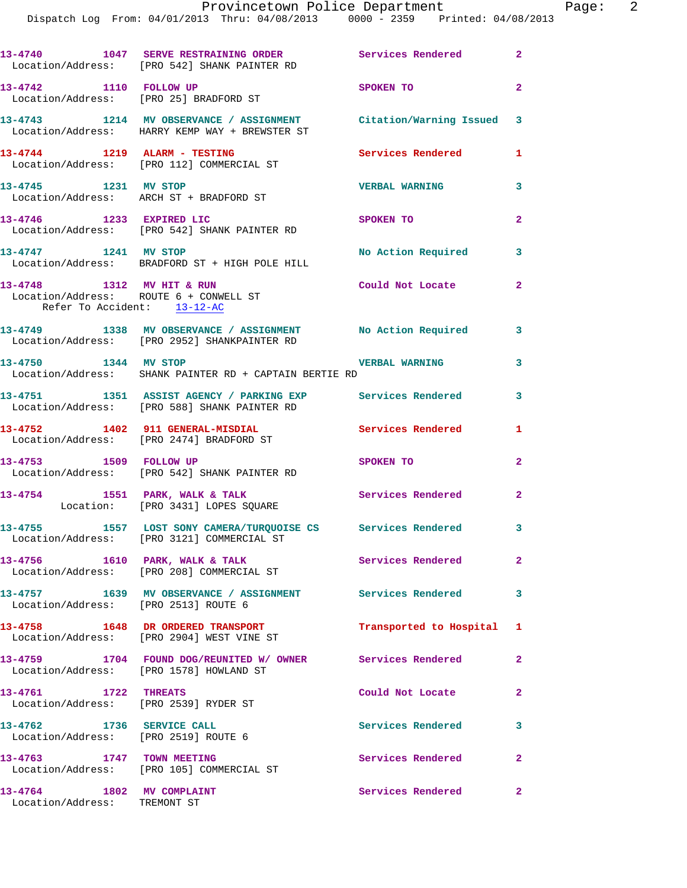13-4740 1047 SERVE RESTRAINING ORDER Services Rendered 2
Location/Address: [PRO 542] SHANK PAINTER RD

13-4742 1110 FOLLOW UP SPOKEN TO 2
Location/Address: [PRO 25] BRADFORD ST

13-4743 1214 MV OBSERVANCE / ASSIGNMENT Citation/Warning Issued 3
Location/Address: HARRY KEMP WAY + BREWSTER ST

13-4744 1219 ALARM - TESTING Services Rendered 1
Location/Address: [PRO 112] COMMERCIAL ST

13-4745 1231 MV STOP VERBAL WARNING 3
Location/Address: ARCH ST + BRADFORD ST

13-4746 1233 EXPIRED LIC SPOKEN TO 2
Location/Address: [PRO 542] SHANK PAINTER RD

13-4747 1241 MV STOP No Action Required 3
Location/Address: BRADFORD ST + HIGH POLE HILL

13-4748 1312 MV HIT & RUN Could Not Locate 2
Location/Address: ROUTE 6 + CONWELL ST
Refer To Accident: 13-12-AC

13-4749 1338 MV OBSERVANCE / ASSIGNMENT No Action Required 3
Location/Address: [PRO 2952] SHANKPAINTER RD

13-4750 1344 MV STOP VERBAL WARNING 3
Location/Address: SHANK PAINTER RD + CAPTAIN BERTIE RD

13-4751 1351 ASSIST AGENCY / PARKING EXP Services Rendered 3
Location/Address: [PRO 588] SHANK PAINTER RD

13-4752 1402 911 GENERAL-MISDIAL Services Rendered 1
Location/Address: [PRO 2474] BRADFORD ST

13-4753 1509 FOLLOW UP SPOKEN TO 2
Location/Address: [PRO 542] SHANK PAINTER RD

13-4754 1551 PARK, WALK & TALK Services Rendered 2
Location: [PRO 3431] LOPES SQUARE

13-4755 1557 LOST SONY CAMERA/TURQUOISE CS Services Rendered 3
Location/Address: [PRO 3121] COMMERCIAL ST

13-4756 1610 PARK, WALK & TALK Services Rendered 2
Location/Address: [PRO 208] COMMERCIAL ST

13-4757 1639 MV OBSERVANCE / ASSIGNMENT Services Rendered 3
Location/Address: [PRO 2513] ROUTE 6

13-4758 1648 DR ORDERED TRANSPORT Transported to Hospital 1
Location/Address: [PRO 2904] WEST VINE ST

13-4759 1704 FOUND DOG/REUNITED W/ OWNER Services Rendered 2
Location/Address: [PRO 1578] HOWLAND ST

13-4761 1722 THREATS Could Not Locate 2
Location/Address: [PRO 2539] RYDER ST

13-4762 1736 SERVICE CALL Services Rendered 3
Location/Address: [PRO 2519] ROUTE 6

13-4763 1747 TOWN MEETING Services Rendered 2
Location/Address: [PRO 105] COMMERCIAL ST

13-4764 1802 MV COMPLAINT Services Rendered 2
Location/Address: TREMONT ST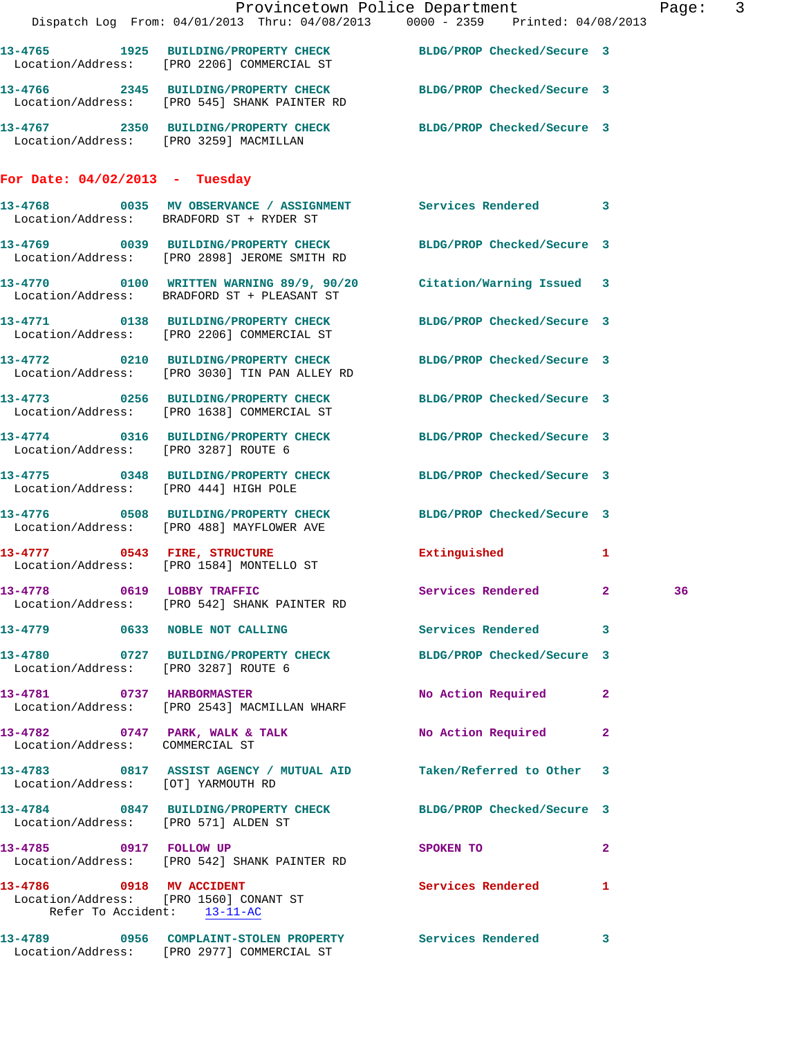13-4765 1925 BUILDING/PROPERTY CHECK BLDG/PROP Checked/Secure 3
Location/Address: [PRO 2206] COMMERCIAL ST

13-4766 2345 BUILDING/PROPERTY CHECK BLDG/PROP Checked/Secure 3
Location/Address: [PRO 545] SHANK PAINTER RD

13-4767 2350 BUILDING/PROPERTY CHECK BLDG/PROP Checked/Secure 3
Location/Address: [PRO 3259] MACMILLAN

## For Date: 04/02/2013 - Tuesday

13-4768 0035 MV OBSERVANCE / ASSIGNMENT Services Rendered 3
Location/Address: BRADFORD ST + RYDER ST

13-4769 0039 BUILDING/PROPERTY CHECK BLDG/PROP Checked/Secure 3
Location/Address: [PRO 2898] JEROME SMITH RD

13-4770 0100 WRITTEN WARNING 89/9, 90/20 Citation/Warning Issued 3
Location/Address: BRADFORD ST + PLEASANT ST

13-4771 0138 BUILDING/PROPERTY CHECK BLDG/PROP Checked/Secure 3
Location/Address: [PRO 2206] COMMERCIAL ST

13-4772 0210 BUILDING/PROPERTY CHECK BLDG/PROP Checked/Secure 3
Location/Address: [PRO 3030] TIN PAN ALLEY RD

13-4773 0256 BUILDING/PROPERTY CHECK BLDG/PROP Checked/Secure 3
Location/Address: [PRO 1638] COMMERCIAL ST

13-4774 0316 BUILDING/PROPERTY CHECK BLDG/PROP Checked/Secure 3
Location/Address: [PRO 3287] ROUTE 6

13-4775 0348 BUILDING/PROPERTY CHECK BLDG/PROP Checked/Secure 3
Location/Address: [PRO 444] HIGH POLE

13-4776 0508 BUILDING/PROPERTY CHECK BLDG/PROP Checked/Secure 3
Location/Address: [PRO 488] MAYFLOWER AVE

13-4777 0543 FIRE, STRUCTURE Extinguished 1
Location/Address: [PRO 1584] MONTELLO ST

13-4778 0619 LOBBY TRAFFIC Services Rendered 2 36
Location/Address: [PRO 542] SHANK PAINTER RD

13-4779 0633 NOBLE NOT CALLING Services Rendered 3

13-4780 0727 BUILDING/PROPERTY CHECK BLDG/PROP Checked/Secure 3
Location/Address: [PRO 3287] ROUTE 6

13-4781 0737 HARBORMASTER No Action Required 2
Location/Address: [PRO 2543] MACMILLAN WHARF

13-4782 0747 PARK, WALK & TALK No Action Required 2
Location/Address: COMMERCIAL ST

13-4783 0817 ASSIST AGENCY / MUTUAL AID Taken/Referred to Other 3
Location/Address: [OT] YARMOUTH RD

13-4784 0847 BUILDING/PROPERTY CHECK BLDG/PROP Checked/Secure 3
Location/Address: [PRO 571] ALDEN ST

13-4785 0917 FOLLOW UP SPOKEN TO 2
Location/Address: [PRO 542] SHANK PAINTER RD

13-4786 0918 MV ACCIDENT Services Rendered 1
Location/Address: [PRO 1560] CONANT ST
Refer To Accident: 13-11-AC

13-4789 0956 COMPLAINT-STOLEN PROPERTY Services Rendered 3
Location/Address: [PRO 2977] COMMERCIAL ST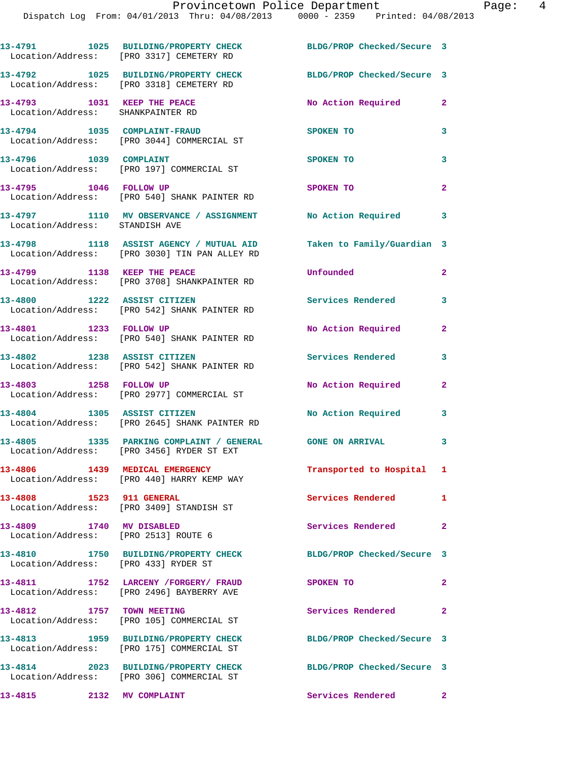13-4791 1025 BUILDING/PROPERTY CHECK BLDG/PROP Checked/Secure 3
Location/Address: [PRO 3317] CEMETERY RD

13-4792 1025 BUILDING/PROPERTY CHECK BLDG/PROP Checked/Secure 3
Location/Address: [PRO 3318] CEMETERY RD

13-4793 1031 KEEP THE PEACE No Action Required 2
Location/Address: SHANKPAINTER RD

13-4794 1035 COMPLAINT-FRAUD SPOKEN TO 3
Location/Address: [PRO 3044] COMMERCIAL ST

13-4796 1039 COMPLAINT SPOKEN TO 3
Location/Address: [PRO 197] COMMERCIAL ST

13-4795 1046 FOLLOW UP SPOKEN TO 2
Location/Address: [PRO 540] SHANK PAINTER RD

13-4797 1110 MV OBSERVANCE / ASSIGNMENT No Action Required 3
Location/Address: STANDISH AVE

13-4798 1118 ASSIST AGENCY / MUTUAL AID Taken to Family/Guardian 3
Location/Address: [PRO 3030] TIN PAN ALLEY RD

13-4799 1138 KEEP THE PEACE Unfounded 2
Location/Address: [PRO 3708] SHANKPAINTER RD

13-4800 1222 ASSIST CITIZEN Services Rendered 3
Location/Address: [PRO 542] SHANK PAINTER RD

13-4801 1233 FOLLOW UP No Action Required 2
Location/Address: [PRO 540] SHANK PAINTER RD

13-4802 1238 ASSIST CITIZEN Services Rendered 3
Location/Address: [PRO 542] SHANK PAINTER RD

13-4803 1258 FOLLOW UP No Action Required 2
Location/Address: [PRO 2977] COMMERCIAL ST

13-4804 1305 ASSIST CITIZEN No Action Required 3
Location/Address: [PRO 2645] SHANK PAINTER RD

13-4805 1335 PARKING COMPLAINT / GENERAL GONE ON ARRIVAL 3
Location/Address: [PRO 3456] RYDER ST EXT

13-4806 1439 MEDICAL EMERGENCY Transported to Hospital 1
Location/Address: [PRO 440] HARRY KEMP WAY

13-4808 1523 911 GENERAL Services Rendered 1
Location/Address: [PRO 3409] STANDISH ST

13-4809 1740 MV DISABLED Services Rendered 2
Location/Address: [PRO 2513] ROUTE 6

13-4810 1750 BUILDING/PROPERTY CHECK BLDG/PROP Checked/Secure 3
Location/Address: [PRO 433] RYDER ST

13-4811 1752 LARCENY /FORGERY/ FRAUD SPOKEN TO 2
Location/Address: [PRO 2496] BAYBERRY AVE

13-4812 1757 TOWN MEETING Services Rendered 2
Location/Address: [PRO 105] COMMERCIAL ST

13-4813 1959 BUILDING/PROPERTY CHECK BLDG/PROP Checked/Secure 3
Location/Address: [PRO 175] COMMERCIAL ST

13-4814 2023 BUILDING/PROPERTY CHECK BLDG/PROP Checked/Secure 3
Location/Address: [PRO 306] COMMERCIAL ST

13-4815 2132 MV COMPLAINT Services Rendered 2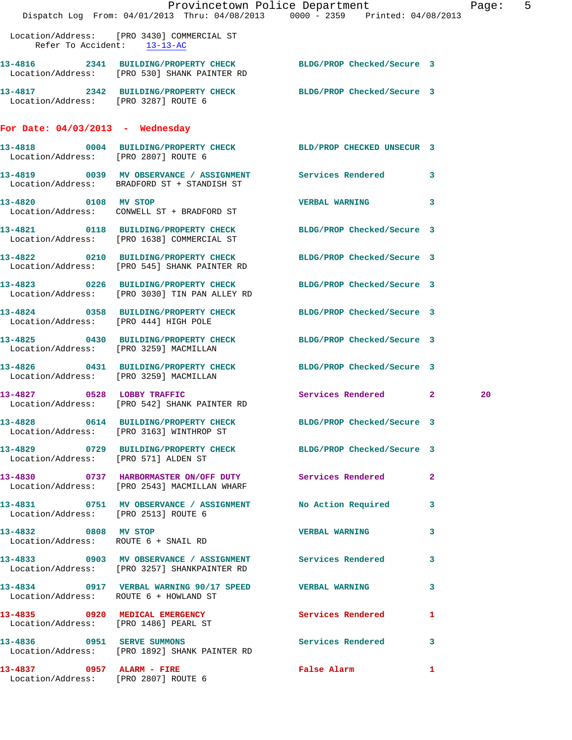Location/Address: [PRO 3430] COMMERCIAL ST
Refer To Accident: 13-13-AC

13-4816 2341 BUILDING/PROPERTY CHECK BLDG/PROP Checked/Secure 3
Location/Address: [PRO 530] SHANK PAINTER RD

13-4817 2342 BUILDING/PROPERTY CHECK BLDG/PROP Checked/Secure 3
Location/Address: [PRO 3287] ROUTE 6

## For Date: 04/03/2013 - Wednesday

13-4818 0004 BUILDING/PROPERTY CHECK BLD/PROP CHECKED UNSECUR 3
Location/Address: [PRO 2807] ROUTE 6

13-4819 0039 MV OBSERVANCE / ASSIGNMENT Services Rendered 3
Location/Address: BRADFORD ST + STANDISH ST

13-4820 0108 MV STOP VERBAL WARNING 3
Location/Address: CONWELL ST + BRADFORD ST

13-4821 0118 BUILDING/PROPERTY CHECK BLDG/PROP Checked/Secure 3
Location/Address: [PRO 1638] COMMERCIAL ST

13-4822 0210 BUILDING/PROPERTY CHECK BLDG/PROP Checked/Secure 3
Location/Address: [PRO 545] SHANK PAINTER RD

13-4823 0226 BUILDING/PROPERTY CHECK BLDG/PROP Checked/Secure 3
Location/Address: [PRO 3030] TIN PAN ALLEY RD

13-4824 0358 BUILDING/PROPERTY CHECK BLDG/PROP Checked/Secure 3
Location/Address: [PRO 444] HIGH POLE

13-4825 0430 BUILDING/PROPERTY CHECK BLDG/PROP Checked/Secure 3
Location/Address: [PRO 3259] MACMILLAN

13-4826 0431 BUILDING/PROPERTY CHECK BLDG/PROP Checked/Secure 3
Location/Address: [PRO 3259] MACMILLAN

13-4827 0528 LOBBY TRAFFIC Services Rendered 2 20
Location/Address: [PRO 542] SHANK PAINTER RD

13-4828 0614 BUILDING/PROPERTY CHECK BLDG/PROP Checked/Secure 3
Location/Address: [PRO 3163] WINTHROP ST

13-4829 0729 BUILDING/PROPERTY CHECK BLDG/PROP Checked/Secure 3
Location/Address: [PRO 571] ALDEN ST

13-4830 0737 HARBORMASTER ON/OFF DUTY Services Rendered 2
Location/Address: [PRO 2543] MACMILLAN WHARF

13-4831 0751 MV OBSERVANCE / ASSIGNMENT No Action Required 3
Location/Address: [PRO 2513] ROUTE 6

13-4832 0808 MV STOP VERBAL WARNING 3
Location/Address: ROUTE 6 + SNAIL RD

13-4833 0903 MV OBSERVANCE / ASSIGNMENT Services Rendered 3
Location/Address: [PRO 3257] SHANKPAINTER RD

13-4834 0917 VERBAL WARNING 90/17 SPEED VERBAL WARNING 3
Location/Address: ROUTE 6 + HOWLAND ST

13-4835 0920 MEDICAL EMERGENCY Services Rendered 1
Location/Address: [PRO 1486] PEARL ST

13-4836 0951 SERVE SUMMONS Services Rendered 3
Location/Address: [PRO 1892] SHANK PAINTER RD

13-4837 0957 ALARM - FIRE False Alarm 1
Location/Address: [PRO 2807] ROUTE 6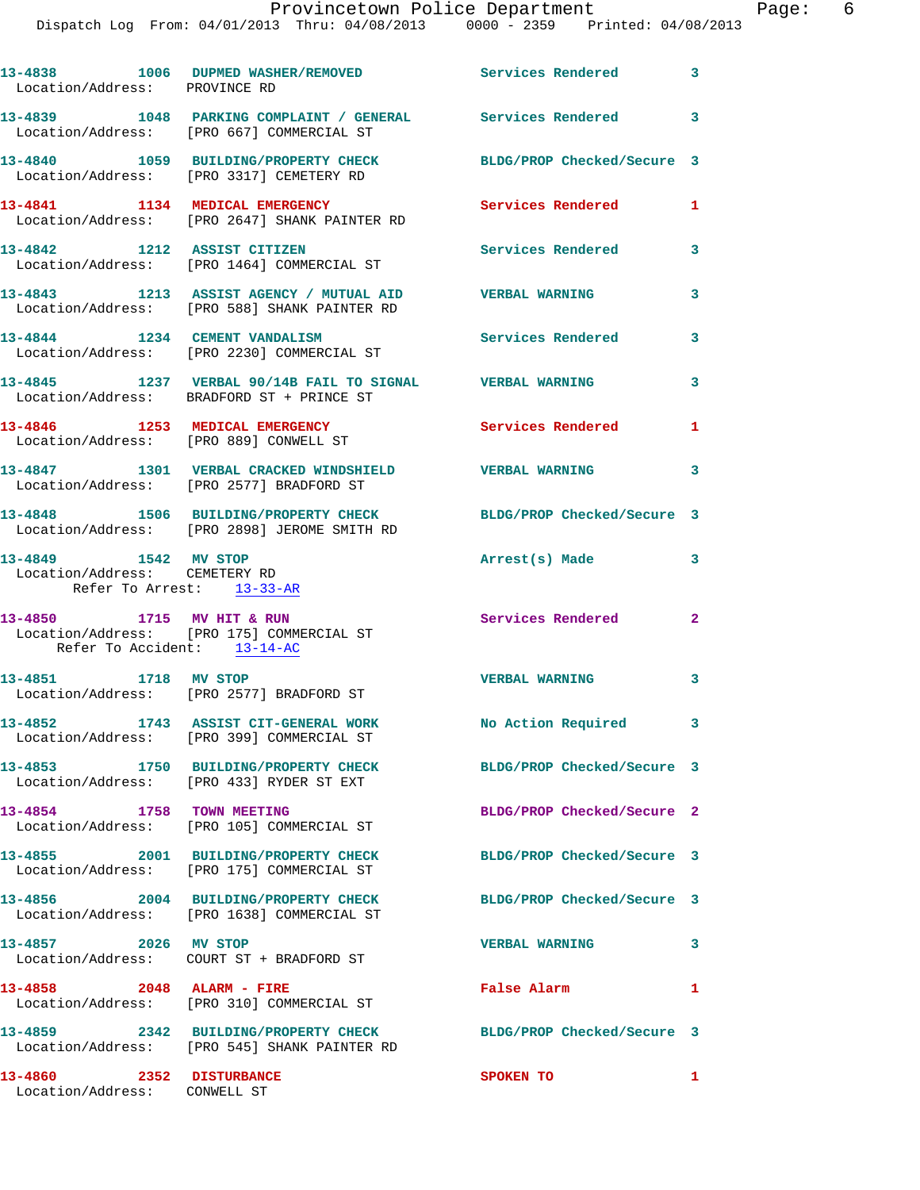13-4838 1006 DUPMED WASHER/REMOVED Services Rendered 3
Location/Address: PROVINCE RD

13-4839 1048 PARKING COMPLAINT / GENERAL Services Rendered 3
Location/Address: [PRO 667] COMMERCIAL ST

13-4840 1059 BUILDING/PROPERTY CHECK BLDG/PROP Checked/Secure 3
Location/Address: [PRO 3317] CEMETERY RD

13-4841 1134 MEDICAL EMERGENCY Services Rendered 1
Location/Address: [PRO 2647] SHANK PAINTER RD

13-4842 1212 ASSIST CITIZEN Services Rendered 3
Location/Address: [PRO 1464] COMMERCIAL ST

13-4843 1213 ASSIST AGENCY / MUTUAL AID VERBAL WARNING 3
Location/Address: [PRO 588] SHANK PAINTER RD

13-4844 1234 CEMENT VANDALISM Services Rendered 3
Location/Address: [PRO 2230] COMMERCIAL ST

13-4845 1237 VERBAL 90/14B FAIL TO SIGNAL VERBAL WARNING 3
Location/Address: BRADFORD ST + PRINCE ST

13-4846 1253 MEDICAL EMERGENCY Services Rendered 1
Location/Address: [PRO 889] CONWELL ST

13-4847 1301 VERBAL CRACKED WINDSHIELD VERBAL WARNING 3
Location/Address: [PRO 2577] BRADFORD ST

13-4848 1506 BUILDING/PROPERTY CHECK BLDG/PROP Checked/Secure 3
Location/Address: [PRO 2898] JEROME SMITH RD

13-4849 1542 MV STOP Arrest(s) Made 3
Location/Address: CEMETERY RD
Refer To Arrest: 13-33-AR

13-4850 1715 MV HIT & RUN Services Rendered 2
Location/Address: [PRO 175] COMMERCIAL ST
Refer To Accident: 13-14-AC

13-4851 1718 MV STOP VERBAL WARNING 3
Location/Address: [PRO 2577] BRADFORD ST

13-4852 1743 ASSIST CIT-GENERAL WORK No Action Required 3
Location/Address: [PRO 399] COMMERCIAL ST

13-4853 1750 BUILDING/PROPERTY CHECK BLDG/PROP Checked/Secure 3
Location/Address: [PRO 433] RYDER ST EXT

13-4854 1758 TOWN MEETING BLDG/PROP Checked/Secure 2
Location/Address: [PRO 105] COMMERCIAL ST

13-4855 2001 BUILDING/PROPERTY CHECK BLDG/PROP Checked/Secure 3
Location/Address: [PRO 175] COMMERCIAL ST

13-4856 2004 BUILDING/PROPERTY CHECK BLDG/PROP Checked/Secure 3
Location/Address: [PRO 1638] COMMERCIAL ST

13-4857 2026 MV STOP VERBAL WARNING 3
Location/Address: COURT ST + BRADFORD ST

13-4858 2048 ALARM - FIRE False Alarm 1
Location/Address: [PRO 310] COMMERCIAL ST

13-4859 2342 BUILDING/PROPERTY CHECK BLDG/PROP Checked/Secure 3
Location/Address: [PRO 545] SHANK PAINTER RD

13-4860 2352 DISTURBANCE SPOKEN TO 1
Location/Address: CONWELL ST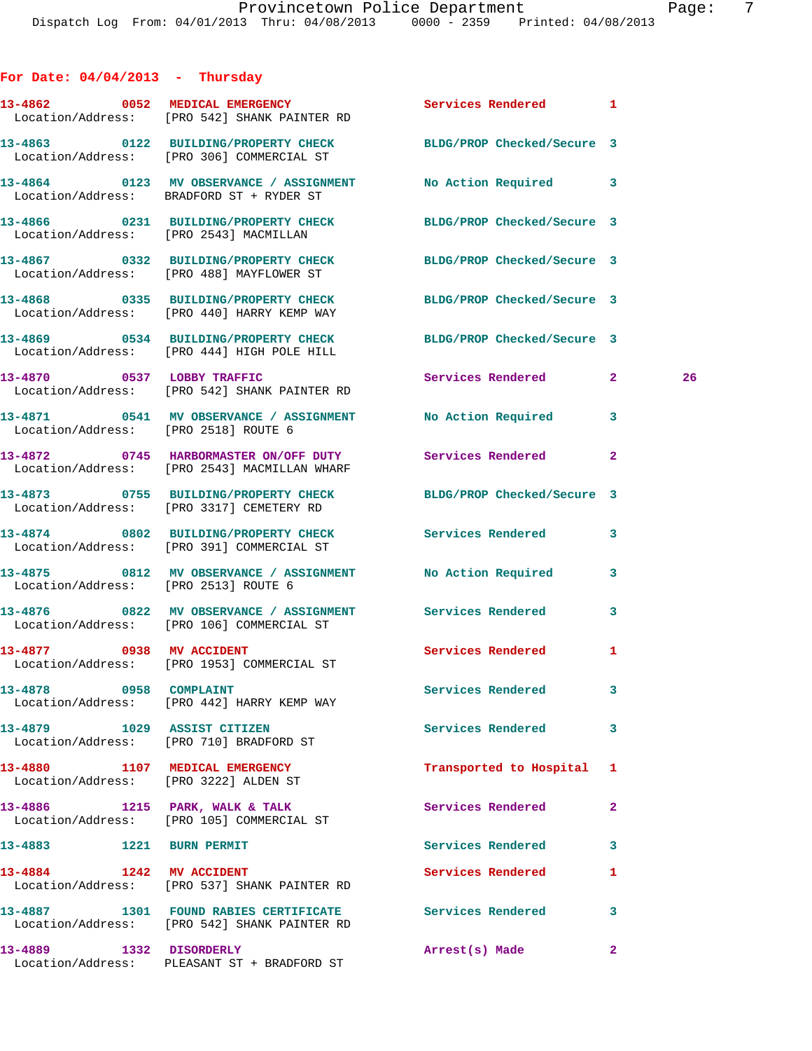## For Date: 04/04/2013 - Thursday

**13-4862** 0052 **MEDICAL EMERGENCY** Services Rendered 1
Location/Address: [PRO 542] SHANK PAINTER RD

**13-4863** 0122 **BUILDING/PROPERTY CHECK** BLDG/PROP Checked/Secure 3
Location/Address: [PRO 306] COMMERCIAL ST

**13-4864** 0123 **MV OBSERVANCE / ASSIGNMENT** No Action Required 3
Location/Address: BRADFORD ST + RYDER ST

**13-4866** 0231 **BUILDING/PROPERTY CHECK** BLDG/PROP Checked/Secure 3
Location/Address: [PRO 2543] MACMILLAN

**13-4867** 0332 **BUILDING/PROPERTY CHECK** BLDG/PROP Checked/Secure 3
Location/Address: [PRO 488] MAYFLOWER ST

**13-4868** 0335 **BUILDING/PROPERTY CHECK** BLDG/PROP Checked/Secure 3
Location/Address: [PRO 440] HARRY KEMP WAY

**13-4869** 0534 **BUILDING/PROPERTY CHECK** BLDG/PROP Checked/Secure 3
Location/Address: [PRO 444] HIGH POLE HILL

**13-4870** 0537 **LOBBY TRAFFIC** Services Rendered 2 26
Location/Address: [PRO 542] SHANK PAINTER RD

**13-4871** 0541 **MV OBSERVANCE / ASSIGNMENT** No Action Required 3
Location/Address: [PRO 2518] ROUTE 6

**13-4872** 0745 **HARBORMASTER ON/OFF DUTY** Services Rendered 2
Location/Address: [PRO 2543] MACMILLAN WHARF

**13-4873** 0755 **BUILDING/PROPERTY CHECK** BLDG/PROP Checked/Secure 3
Location/Address: [PRO 3317] CEMETERY RD

**13-4874** 0802 **BUILDING/PROPERTY CHECK** Services Rendered 3
Location/Address: [PRO 391] COMMERCIAL ST

**13-4875** 0812 **MV OBSERVANCE / ASSIGNMENT** No Action Required 3
Location/Address: [PRO 2513] ROUTE 6

**13-4876** 0822 **MV OBSERVANCE / ASSIGNMENT** Services Rendered 3
Location/Address: [PRO 106] COMMERCIAL ST

**13-4877** 0938 **MV ACCIDENT** Services Rendered 1
Location/Address: [PRO 1953] COMMERCIAL ST

**13-4878** 0958 **COMPLAINT** Services Rendered 3
Location/Address: [PRO 442] HARRY KEMP WAY

**13-4879** 1029 **ASSIST CITIZEN** Services Rendered 3
Location/Address: [PRO 710] BRADFORD ST

**13-4880** 1107 **MEDICAL EMERGENCY** Transported to Hospital 1
Location/Address: [PRO 3222] ALDEN ST

**13-4886** 1215 **PARK, WALK & TALK** Services Rendered 2
Location/Address: [PRO 105] COMMERCIAL ST

**13-4883** 1221 **BURN PERMIT** Services Rendered 3

**13-4884** 1242 **MV ACCIDENT** Services Rendered 1
Location/Address: [PRO 537] SHANK PAINTER RD

**13-4887** 1301 **FOUND RABIES CERTIFICATE** Services Rendered 3
Location/Address: [PRO 542] SHANK PAINTER RD

**13-4889** 1332 **DISORDERLY** Arrest(s) Made 2
Location/Address: PLEASANT ST + BRADFORD ST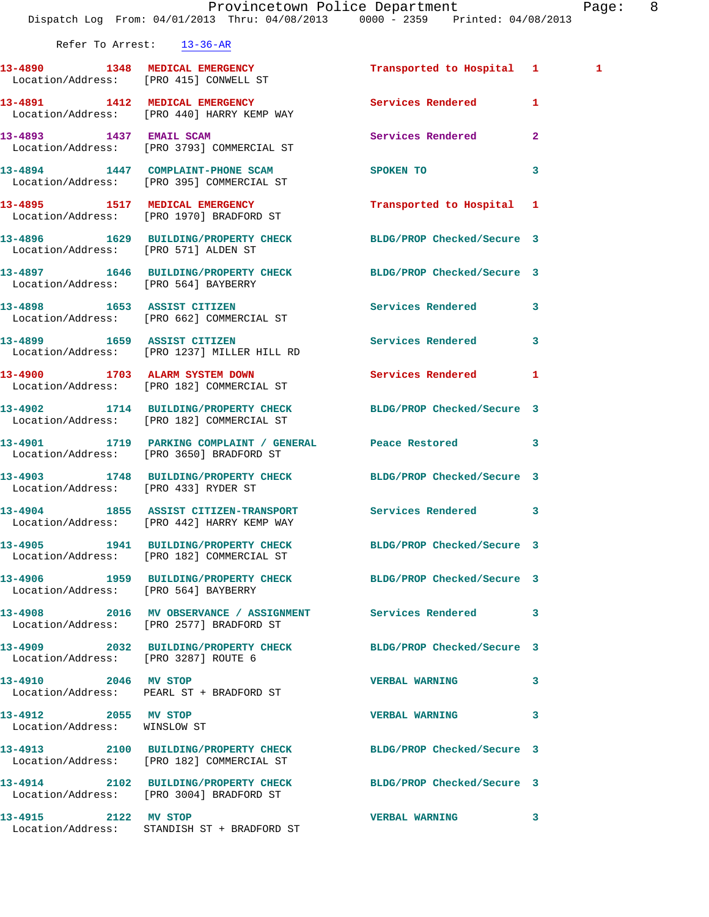Refer To Arrest: 13-36-AR

13-4890 1348 MEDICAL EMERGENCY Transported to Hospital 1 1
Location/Address: [PRO 415] CONWELL ST

13-4891 1412 MEDICAL EMERGENCY Services Rendered 1
Location/Address: [PRO 440] HARRY KEMP WAY

13-4893 1437 EMAIL SCAM Services Rendered 2
Location/Address: [PRO 3793] COMMERCIAL ST

13-4894 1447 COMPLAINT-PHONE SCAM SPOKEN TO 3
Location/Address: [PRO 395] COMMERCIAL ST

13-4895 1517 MEDICAL EMERGENCY Transported to Hospital 1
Location/Address: [PRO 1970] BRADFORD ST

13-4896 1629 BUILDING/PROPERTY CHECK BLDG/PROP Checked/Secure 3
Location/Address: [PRO 571] ALDEN ST

13-4897 1646 BUILDING/PROPERTY CHECK BLDG/PROP Checked/Secure 3
Location/Address: [PRO 564] BAYBERRY

13-4898 1653 ASSIST CITIZEN Services Rendered 3
Location/Address: [PRO 662] COMMERCIAL ST

13-4899 1659 ASSIST CITIZEN Services Rendered 3
Location/Address: [PRO 1237] MILLER HILL RD

13-4900 1703 ALARM SYSTEM DOWN Services Rendered 1
Location/Address: [PRO 182] COMMERCIAL ST

13-4902 1714 BUILDING/PROPERTY CHECK BLDG/PROP Checked/Secure 3
Location/Address: [PRO 182] COMMERCIAL ST

13-4901 1719 PARKING COMPLAINT / GENERAL Peace Restored 3
Location/Address: [PRO 3650] BRADFORD ST

13-4903 1748 BUILDING/PROPERTY CHECK BLDG/PROP Checked/Secure 3
Location/Address: [PRO 433] RYDER ST

13-4904 1855 ASSIST CITIZEN-TRANSPORT Services Rendered 3
Location/Address: [PRO 442] HARRY KEMP WAY

13-4905 1941 BUILDING/PROPERTY CHECK BLDG/PROP Checked/Secure 3
Location/Address: [PRO 182] COMMERCIAL ST

13-4906 1959 BUILDING/PROPERTY CHECK BLDG/PROP Checked/Secure 3
Location/Address: [PRO 564] BAYBERRY

13-4908 2016 MV OBSERVANCE / ASSIGNMENT Services Rendered 3
Location/Address: [PRO 2577] BRADFORD ST

13-4909 2032 BUILDING/PROPERTY CHECK BLDG/PROP Checked/Secure 3
Location/Address: [PRO 3287] ROUTE 6

13-4910 2046 MV STOP VERBAL WARNING 3
Location/Address: PEARL ST + BRADFORD ST

13-4912 2055 MV STOP VERBAL WARNING 3
Location/Address: WINSLOW ST

13-4913 2100 BUILDING/PROPERTY CHECK BLDG/PROP Checked/Secure 3
Location/Address: [PRO 182] COMMERCIAL ST

13-4914 2102 BUILDING/PROPERTY CHECK BLDG/PROP Checked/Secure 3
Location/Address: [PRO 3004] BRADFORD ST

13-4915 2122 MV STOP VERBAL WARNING 3
Location/Address: STANDISH ST + BRADFORD ST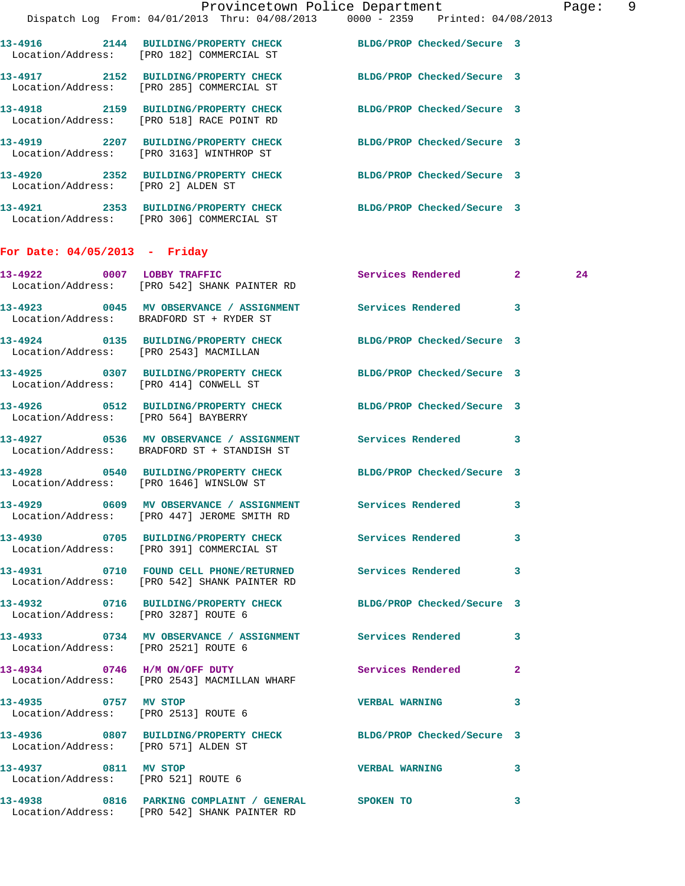13-4916 2144 BUILDING/PROPERTY CHECK BLDG/PROP Checked/Secure 3
Location/Address: [PRO 182] COMMERCIAL ST

13-4917 2152 BUILDING/PROPERTY CHECK BLDG/PROP Checked/Secure 3
Location/Address: [PRO 285] COMMERCIAL ST

13-4918 2159 BUILDING/PROPERTY CHECK BLDG/PROP Checked/Secure 3
Location/Address: [PRO 518] RACE POINT RD

13-4919 2207 BUILDING/PROPERTY CHECK BLDG/PROP Checked/Secure 3
Location/Address: [PRO 3163] WINTHROP ST

13-4920 2352 BUILDING/PROPERTY CHECK BLDG/PROP Checked/Secure 3
Location/Address: [PRO 2] ALDEN ST

13-4921 2353 BUILDING/PROPERTY CHECK BLDG/PROP Checked/Secure 3
Location/Address: [PRO 306] COMMERCIAL ST

**For Date: 04/05/2013 - Friday**

13-4922 0007 LOBBY TRAFFIC Services Rendered 2 24
Location/Address: [PRO 542] SHANK PAINTER RD

13-4923 0045 MV OBSERVANCE / ASSIGNMENT Services Rendered 3
Location/Address: BRADFORD ST + RYDER ST

13-4924 0135 BUILDING/PROPERTY CHECK BLDG/PROP Checked/Secure 3
Location/Address: [PRO 2543] MACMILLAN

13-4925 0307 BUILDING/PROPERTY CHECK BLDG/PROP Checked/Secure 3
Location/Address: [PRO 414] CONWELL ST

13-4926 0512 BUILDING/PROPERTY CHECK BLDG/PROP Checked/Secure 3
Location/Address: [PRO 564] BAYBERRY

13-4927 0536 MV OBSERVANCE / ASSIGNMENT Services Rendered 3
Location/Address: BRADFORD ST + STANDISH ST

13-4928 0540 BUILDING/PROPERTY CHECK BLDG/PROP Checked/Secure 3
Location/Address: [PRO 1646] WINSLOW ST

13-4929 0609 MV OBSERVANCE / ASSIGNMENT Services Rendered 3
Location/Address: [PRO 447] JEROME SMITH RD

13-4930 0705 BUILDING/PROPERTY CHECK Services Rendered 3
Location/Address: [PRO 391] COMMERCIAL ST

13-4931 0710 FOUND CELL PHONE/RETURNED Services Rendered 3
Location/Address: [PRO 542] SHANK PAINTER RD

13-4932 0716 BUILDING/PROPERTY CHECK BLDG/PROP Checked/Secure 3
Location/Address: [PRO 3287] ROUTE 6

13-4933 0734 MV OBSERVANCE / ASSIGNMENT Services Rendered 3
Location/Address: [PRO 2521] ROUTE 6

13-4934 0746 H/M ON/OFF DUTY Services Rendered 2
Location/Address: [PRO 2543] MACMILLAN WHARF

13-4935 0757 MV STOP VERBAL WARNING 3
Location/Address: [PRO 2513] ROUTE 6

13-4936 0807 BUILDING/PROPERTY CHECK BLDG/PROP Checked/Secure 3
Location/Address: [PRO 571] ALDEN ST

13-4937 0811 MV STOP VERBAL WARNING 3
Location/Address: [PRO 521] ROUTE 6

13-4938 0816 PARKING COMPLAINT / GENERAL SPOKEN TO 3
Location/Address: [PRO 542] SHANK PAINTER RD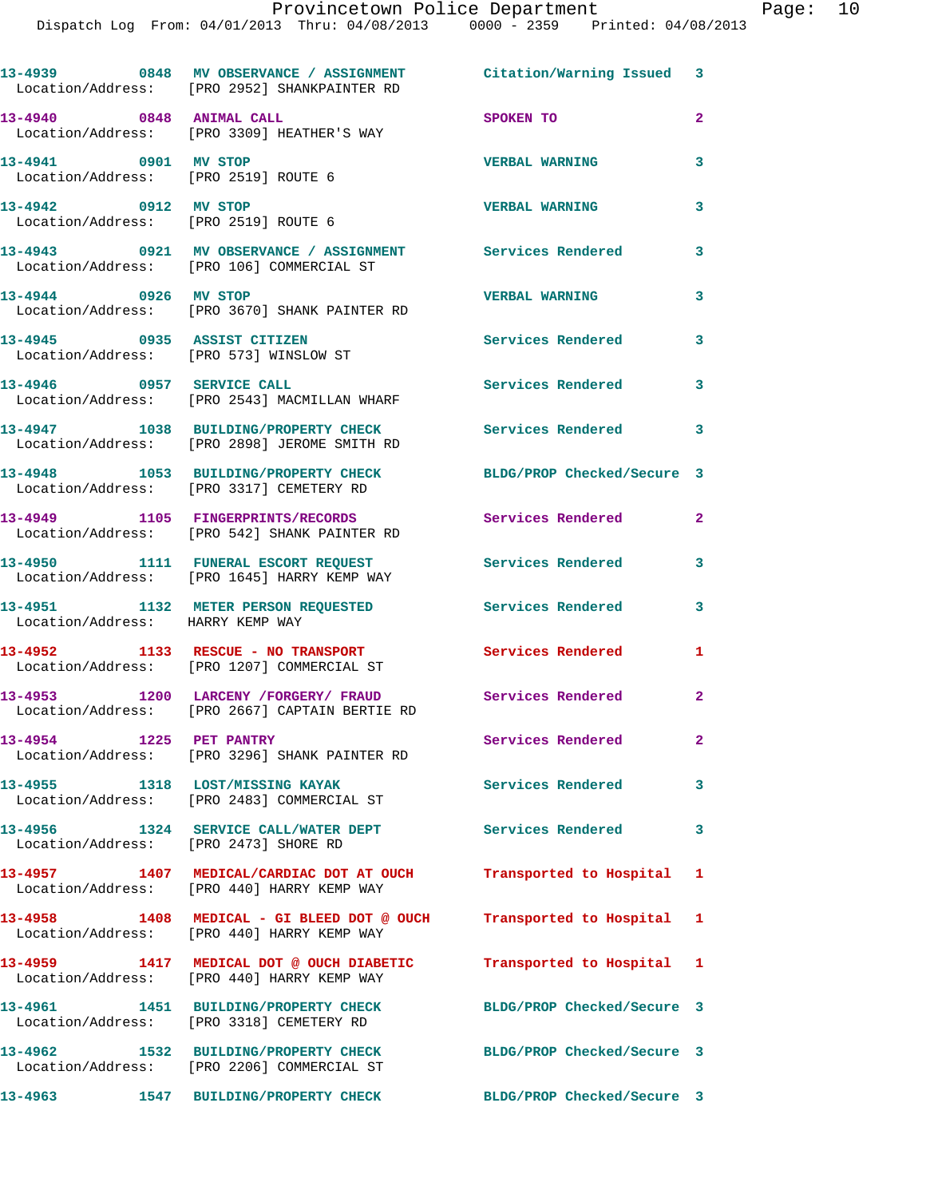13-4939 0848 MV OBSERVANCE / ASSIGNMENT Citation/Warning Issued 3
Location/Address: [PRO 2952] SHANKPAINTER RD

13-4940 0848 ANIMAL CALL SPOKEN TO 2
Location/Address: [PRO 3309] HEATHER'S WAY

13-4941 0901 MV STOP VERBAL WARNING 3
Location/Address: [PRO 2519] ROUTE 6

13-4942 0912 MV STOP VERBAL WARNING 3
Location/Address: [PRO 2519] ROUTE 6

13-4943 0921 MV OBSERVANCE / ASSIGNMENT Services Rendered 3
Location/Address: [PRO 106] COMMERCIAL ST

13-4944 0926 MV STOP VERBAL WARNING 3
Location/Address: [PRO 3670] SHANK PAINTER RD

13-4945 0935 ASSIST CITIZEN Services Rendered 3
Location/Address: [PRO 573] WINSLOW ST

13-4946 0957 SERVICE CALL Services Rendered 3
Location/Address: [PRO 2543] MACMILLAN WHARF

13-4947 1038 BUILDING/PROPERTY CHECK Services Rendered 3
Location/Address: [PRO 2898] JEROME SMITH RD

13-4948 1053 BUILDING/PROPERTY CHECK BLDG/PROP Checked/Secure 3
Location/Address: [PRO 3317] CEMETERY RD

13-4949 1105 FINGERPRINTS/RECORDS Services Rendered 2
Location/Address: [PRO 542] SHANK PAINTER RD

13-4950 1111 FUNERAL ESCORT REQUEST Services Rendered 3
Location/Address: [PRO 1645] HARRY KEMP WAY

13-4951 1132 METER PERSON REQUESTED Services Rendered 3
Location/Address: HARRY KEMP WAY

13-4952 1133 RESCUE - NO TRANSPORT Services Rendered 1
Location/Address: [PRO 1207] COMMERCIAL ST

13-4953 1200 LARCENY /FORGERY/ FRAUD Services Rendered 2
Location/Address: [PRO 2667] CAPTAIN BERTIE RD

13-4954 1225 PET PANTRY Services Rendered 2
Location/Address: [PRO 3296] SHANK PAINTER RD

13-4955 1318 LOST/MISSING KAYAK Services Rendered 3
Location/Address: [PRO 2483] COMMERCIAL ST

13-4956 1324 SERVICE CALL/WATER DEPT Services Rendered 3
Location/Address: [PRO 2473] SHORE RD

13-4957 1407 MEDICAL/CARDIAC DOT AT OUCH Transported to Hospital 1
Location/Address: [PRO 440] HARRY KEMP WAY

13-4958 1408 MEDICAL - GI BLEED DOT @ OUCH Transported to Hospital 1
Location/Address: [PRO 440] HARRY KEMP WAY

13-4959 1417 MEDICAL DOT @ OUCH DIABETIC Transported to Hospital 1
Location/Address: [PRO 440] HARRY KEMP WAY

13-4961 1451 BUILDING/PROPERTY CHECK BLDG/PROP Checked/Secure 3
Location/Address: [PRO 3318] CEMETERY RD

13-4962 1532 BUILDING/PROPERTY CHECK BLDG/PROP Checked/Secure 3
Location/Address: [PRO 2206] COMMERCIAL ST

13-4963 1547 BUILDING/PROPERTY CHECK BLDG/PROP Checked/Secure 3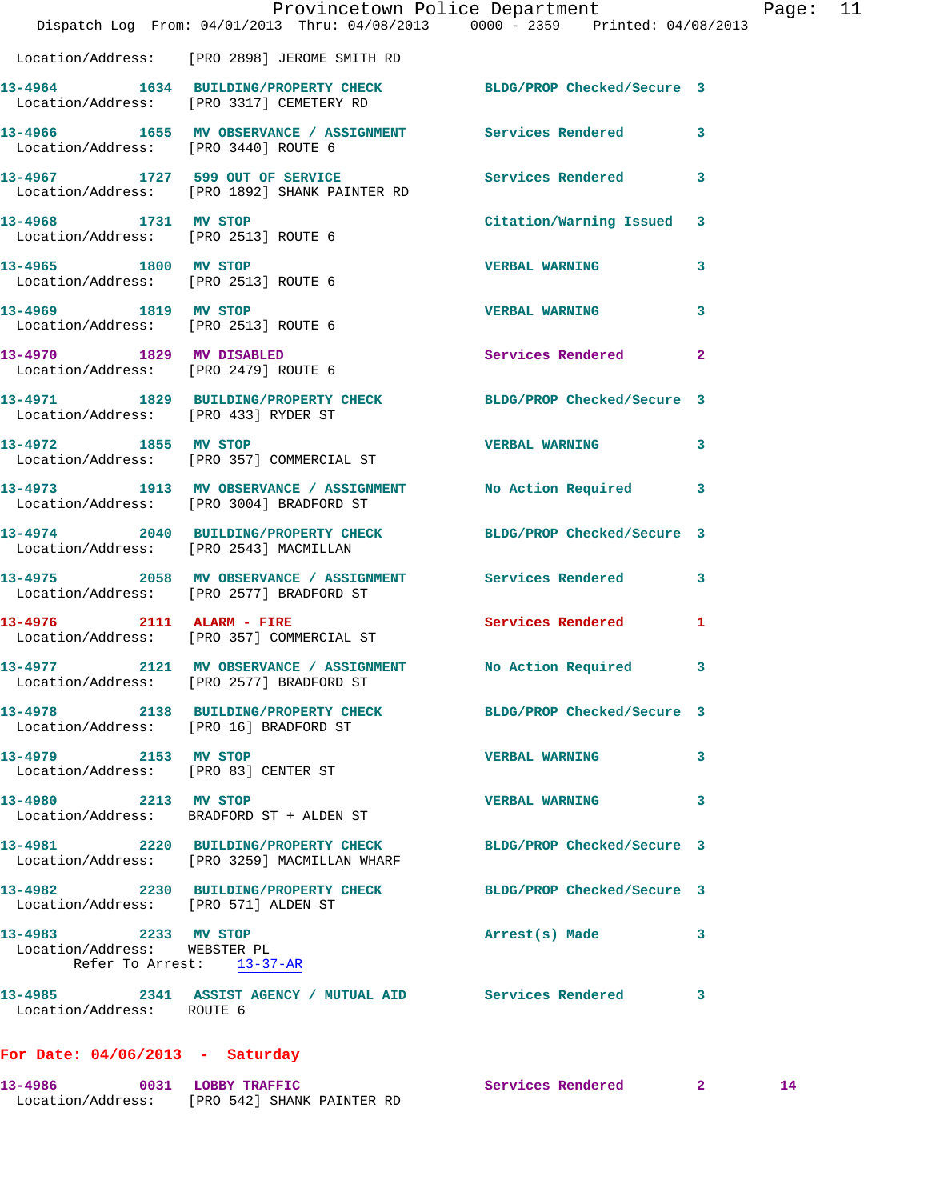Location/Address: [PRO 2898] JEROME SMITH RD

**13-4964 1634 BUILDING/PROPERTY CHECK** BLDG/PROP Checked/Secure 3
Location/Address: [PRO 3317] CEMETERY RD

**13-4966 1655 MV OBSERVANCE / ASSIGNMENT** Services Rendered 3
Location/Address: [PRO 3440] ROUTE 6

**13-4967 1727 599 OUT OF SERVICE** Services Rendered 3
Location/Address: [PRO 1892] SHANK PAINTER RD

**13-4968 1731 MV STOP** Citation/Warning Issued 3
Location/Address: [PRO 2513] ROUTE 6

**13-4965 1800 MV STOP** VERBAL WARNING 3
Location/Address: [PRO 2513] ROUTE 6

**13-4969 1819 MV STOP** VERBAL WARNING 3
Location/Address: [PRO 2513] ROUTE 6

**13-4970 1829 MV DISABLED** Services Rendered 2
Location/Address: [PRO 2479] ROUTE 6

**13-4971 1829 BUILDING/PROPERTY CHECK** BLDG/PROP Checked/Secure 3
Location/Address: [PRO 433] RYDER ST

**13-4972 1855 MV STOP** VERBAL WARNING 3
Location/Address: [PRO 357] COMMERCIAL ST

**13-4973 1913 MV OBSERVANCE / ASSIGNMENT** No Action Required 3
Location/Address: [PRO 3004] BRADFORD ST

**13-4974 2040 BUILDING/PROPERTY CHECK** BLDG/PROP Checked/Secure 3
Location/Address: [PRO 2543] MACMILLAN

**13-4975 2058 MV OBSERVANCE / ASSIGNMENT** Services Rendered 3
Location/Address: [PRO 2577] BRADFORD ST

**13-4976 2111 ALARM - FIRE** Services Rendered 1
Location/Address: [PRO 357] COMMERCIAL ST

**13-4977 2121 MV OBSERVANCE / ASSIGNMENT** No Action Required 3
Location/Address: [PRO 2577] BRADFORD ST

**13-4978 2138 BUILDING/PROPERTY CHECK** BLDG/PROP Checked/Secure 3
Location/Address: [PRO 16] BRADFORD ST

**13-4979 2153 MV STOP** VERBAL WARNING 3
Location/Address: [PRO 83] CENTER ST

**13-4980 2213 MV STOP** VERBAL WARNING 3
Location/Address: BRADFORD ST + ALDEN ST

**13-4981 2220 BUILDING/PROPERTY CHECK** BLDG/PROP Checked/Secure 3
Location/Address: [PRO 3259] MACMILLAN WHARF

**13-4982 2230 BUILDING/PROPERTY CHECK** BLDG/PROP Checked/Secure 3
Location/Address: [PRO 571] ALDEN ST

**13-4983 2233 MV STOP** Arrest(s) Made 3
Location/Address: WEBSTER PL
Refer To Arrest: 13-37-AR

**13-4985 2341 ASSIST AGENCY / MUTUAL AID** Services Rendered 3
Location/Address: ROUTE 6

## For Date: 04/06/2013 - Saturday

**13-4986 0031 LOBBY TRAFFIC** Services Rendered 2 14
Location/Address: [PRO 542] SHANK PAINTER RD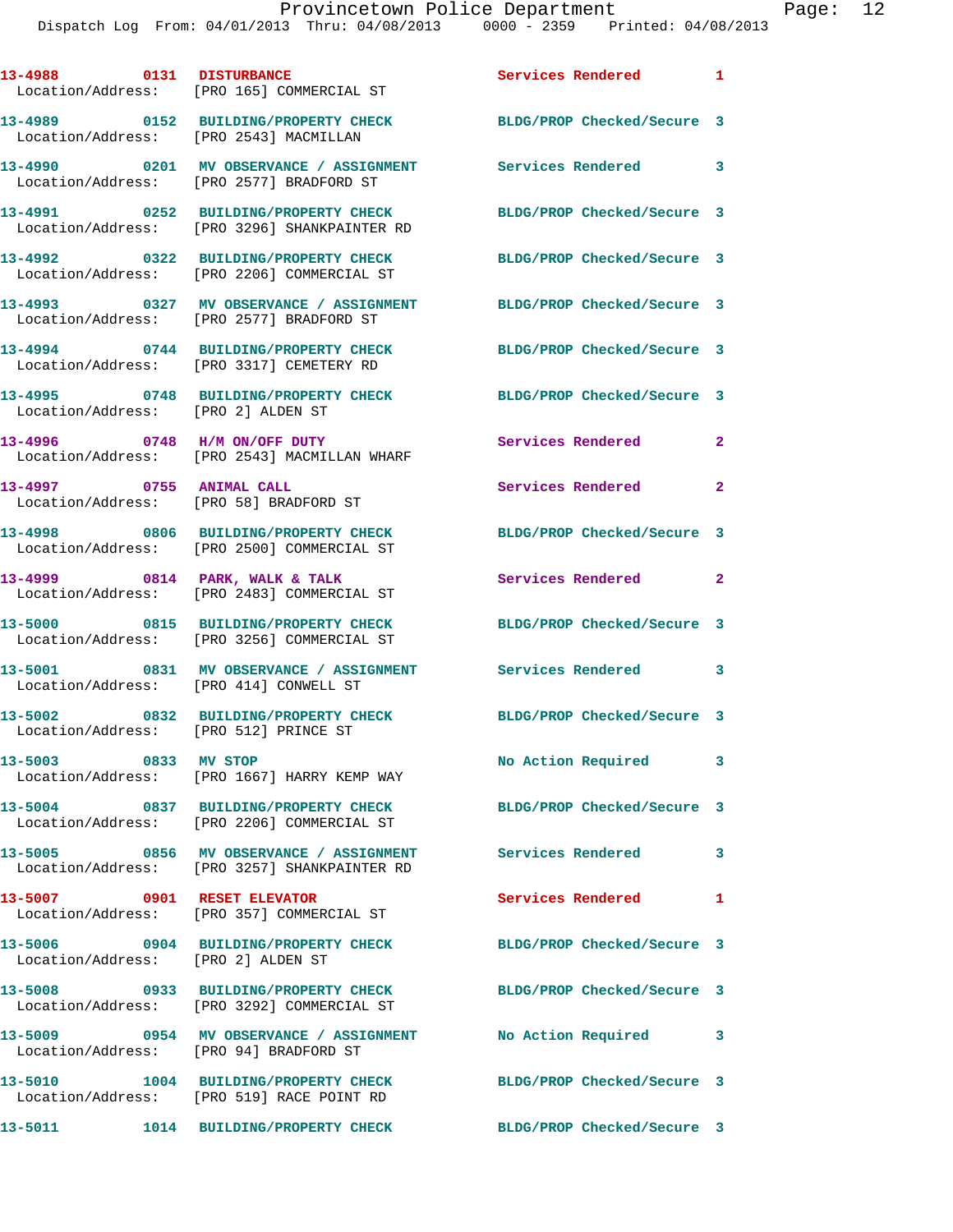13-4988 0131 DISTURBANCE Services Rendered 1
Location/Address: [PRO 165] COMMERCIAL ST

13-4989 0152 BUILDING/PROPERTY CHECK BLDG/PROP Checked/Secure 3
Location/Address: [PRO 2543] MACMILLAN

13-4990 0201 MV OBSERVANCE / ASSIGNMENT Services Rendered 3
Location/Address: [PRO 2577] BRADFORD ST

13-4991 0252 BUILDING/PROPERTY CHECK BLDG/PROP Checked/Secure 3
Location/Address: [PRO 3296] SHANKPAINTER RD

13-4992 0322 BUILDING/PROPERTY CHECK BLDG/PROP Checked/Secure 3
Location/Address: [PRO 2206] COMMERCIAL ST

13-4993 0327 MV OBSERVANCE / ASSIGNMENT BLDG/PROP Checked/Secure 3
Location/Address: [PRO 2577] BRADFORD ST

13-4994 0744 BUILDING/PROPERTY CHECK BLDG/PROP Checked/Secure 3
Location/Address: [PRO 3317] CEMETERY RD

13-4995 0748 BUILDING/PROPERTY CHECK BLDG/PROP Checked/Secure 3
Location/Address: [PRO 2] ALDEN ST

13-4996 0748 H/M ON/OFF DUTY Services Rendered 2
Location/Address: [PRO 2543] MACMILLAN WHARF

13-4997 0755 ANIMAL CALL Services Rendered 2
Location/Address: [PRO 58] BRADFORD ST

13-4998 0806 BUILDING/PROPERTY CHECK BLDG/PROP Checked/Secure 3
Location/Address: [PRO 2500] COMMERCIAL ST

13-4999 0814 PARK, WALK & TALK Services Rendered 2
Location/Address: [PRO 2483] COMMERCIAL ST

13-5000 0815 BUILDING/PROPERTY CHECK BLDG/PROP Checked/Secure 3
Location/Address: [PRO 3256] COMMERCIAL ST

13-5001 0831 MV OBSERVANCE / ASSIGNMENT Services Rendered 3
Location/Address: [PRO 414] CONWELL ST

13-5002 0832 BUILDING/PROPERTY CHECK BLDG/PROP Checked/Secure 3
Location/Address: [PRO 512] PRINCE ST

13-5003 0833 MV STOP No Action Required 3
Location/Address: [PRO 1667] HARRY KEMP WAY

13-5004 0837 BUILDING/PROPERTY CHECK BLDG/PROP Checked/Secure 3
Location/Address: [PRO 2206] COMMERCIAL ST

13-5005 0856 MV OBSERVANCE / ASSIGNMENT Services Rendered 3
Location/Address: [PRO 3257] SHANKPAINTER RD

13-5007 0901 RESET ELEVATOR Services Rendered 1
Location/Address: [PRO 357] COMMERCIAL ST

13-5006 0904 BUILDING/PROPERTY CHECK BLDG/PROP Checked/Secure 3
Location/Address: [PRO 2] ALDEN ST

13-5008 0933 BUILDING/PROPERTY CHECK BLDG/PROP Checked/Secure 3
Location/Address: [PRO 3292] COMMERCIAL ST

13-5009 0954 MV OBSERVANCE / ASSIGNMENT No Action Required 3
Location/Address: [PRO 94] BRADFORD ST

13-5010 1004 BUILDING/PROPERTY CHECK BLDG/PROP Checked/Secure 3
Location/Address: [PRO 519] RACE POINT RD

13-5011 1014 BUILDING/PROPERTY CHECK BLDG/PROP Checked/Secure 3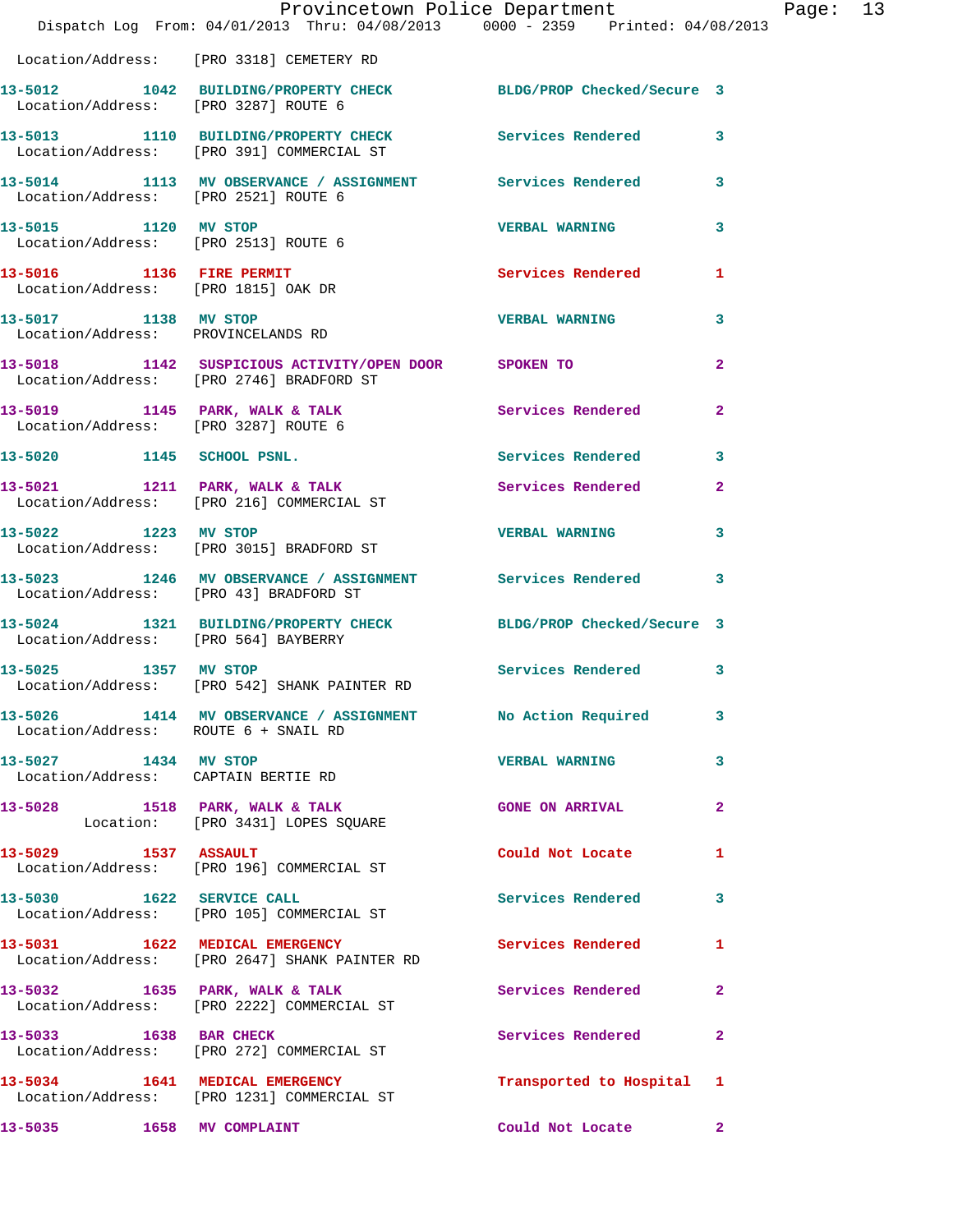Location/Address: [PRO 3318] CEMETERY RD

13-5012 1042 BUILDING/PROPERTY CHECK BLDG/PROP Checked/Secure 3
Location/Address: [PRO 3287] ROUTE 6

13-5013 1110 BUILDING/PROPERTY CHECK Services Rendered 3
Location/Address: [PRO 391] COMMERCIAL ST

13-5014 1113 MV OBSERVANCE / ASSIGNMENT Services Rendered 3
Location/Address: [PRO 2521] ROUTE 6

13-5015 1120 MV STOP VERBAL WARNING 3
Location/Address: [PRO 2513] ROUTE 6

13-5016 1136 FIRE PERMIT Services Rendered 1
Location/Address: [PRO 1815] OAK DR

13-5017 1138 MV STOP VERBAL WARNING 3
Location/Address: PROVINCELANDS RD

13-5018 1142 SUSPICIOUS ACTIVITY/OPEN DOOR SPOKEN TO 2
Location/Address: [PRO 2746] BRADFORD ST

13-5019 1145 PARK, WALK & TALK Services Rendered 2
Location/Address: [PRO 3287] ROUTE 6

13-5020 1145 SCHOOL PSNL. Services Rendered 3

13-5021 1211 PARK, WALK & TALK Services Rendered 2
Location/Address: [PRO 216] COMMERCIAL ST

13-5022 1223 MV STOP VERBAL WARNING 3
Location/Address: [PRO 3015] BRADFORD ST

13-5023 1246 MV OBSERVANCE / ASSIGNMENT Services Rendered 3
Location/Address: [PRO 43] BRADFORD ST

13-5024 1321 BUILDING/PROPERTY CHECK BLDG/PROP Checked/Secure 3
Location/Address: [PRO 564] BAYBERRY

13-5025 1357 MV STOP Services Rendered 3
Location/Address: [PRO 542] SHANK PAINTER RD

13-5026 1414 MV OBSERVANCE / ASSIGNMENT No Action Required 3
Location/Address: ROUTE 6 + SNAIL RD

13-5027 1434 MV STOP VERBAL WARNING 3
Location/Address: CAPTAIN BERTIE RD

13-5028 1518 PARK, WALK & TALK GONE ON ARRIVAL 2
Location: [PRO 3431] LOPES SQUARE

13-5029 1537 ASSAULT Could Not Locate 1
Location/Address: [PRO 196] COMMERCIAL ST

13-5030 1622 SERVICE CALL Services Rendered 3
Location/Address: [PRO 105] COMMERCIAL ST

13-5031 1622 MEDICAL EMERGENCY Services Rendered 1
Location/Address: [PRO 2647] SHANK PAINTER RD

13-5032 1635 PARK, WALK & TALK Services Rendered 2
Location/Address: [PRO 2222] COMMERCIAL ST

13-5033 1638 BAR CHECK Services Rendered 2
Location/Address: [PRO 272] COMMERCIAL ST

13-5034 1641 MEDICAL EMERGENCY Transported to Hospital 1
Location/Address: [PRO 1231] COMMERCIAL ST

13-5035 1658 MV COMPLAINT Could Not Locate 2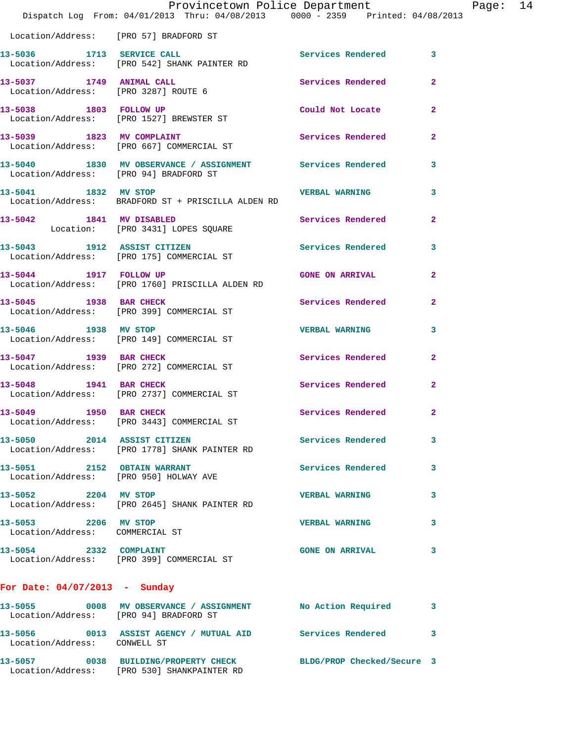Location/Address: [PRO 57] BRADFORD ST

**13-5036** 1713 **SERVICE CALL** Services Rendered 3
Location/Address: [PRO 542] SHANK PAINTER RD

**13-5037** 1749 **ANIMAL CALL** Services Rendered 2
Location/Address: [PRO 3287] ROUTE 6

**13-5038** 1803 **FOLLOW UP** Could Not Locate 2
Location/Address: [PRO 1527] BREWSTER ST

**13-5039** 1823 **MV COMPLAINT** Services Rendered 2
Location/Address: [PRO 667] COMMERCIAL ST

**13-5040** 1830 **MV OBSERVANCE / ASSIGNMENT** Services Rendered 3
Location/Address: [PRO 94] BRADFORD ST

**13-5041** 1832 **MV STOP** VERBAL WARNING 3
Location/Address: BRADFORD ST + PRISCILLA ALDEN RD

**13-5042** 1841 **MV DISABLED** Services Rendered 2
Location: [PRO 3431] LOPES SQUARE

**13-5043** 1912 **ASSIST CITIZEN** Services Rendered 3
Location/Address: [PRO 175] COMMERCIAL ST

**13-5044** 1917 **FOLLOW UP** GONE ON ARRIVAL 2
Location/Address: [PRO 1760] PRISCILLA ALDEN RD

**13-5045** 1938 **BAR CHECK** Services Rendered 2
Location/Address: [PRO 399] COMMERCIAL ST

**13-5046** 1938 **MV STOP** VERBAL WARNING 3
Location/Address: [PRO 149] COMMERCIAL ST

**13-5047** 1939 **BAR CHECK** Services Rendered 2
Location/Address: [PRO 272] COMMERCIAL ST

**13-5048** 1941 **BAR CHECK** Services Rendered 2
Location/Address: [PRO 2737] COMMERCIAL ST

**13-5049** 1950 **BAR CHECK** Services Rendered 2
Location/Address: [PRO 3443] COMMERCIAL ST

**13-5050** 2014 **ASSIST CITIZEN** Services Rendered 3
Location/Address: [PRO 1778] SHANK PAINTER RD

**13-5051** 2152 **OBTAIN WARRANT** Services Rendered 3
Location/Address: [PRO 950] HOLWAY AVE

**13-5052** 2204 **MV STOP** VERBAL WARNING 3
Location/Address: [PRO 2645] SHANK PAINTER RD

**13-5053** 2206 **MV STOP** VERBAL WARNING 3
Location/Address: COMMERCIAL ST

**13-5054** 2332 **COMPLAINT** GONE ON ARRIVAL 3
Location/Address: [PRO 399] COMMERCIAL ST

## For Date: 04/07/2013 - Sunday

**13-5055** 0008 **MV OBSERVANCE / ASSIGNMENT** No Action Required 3
Location/Address: [PRO 94] BRADFORD ST

**13-5056** 0013 **ASSIST AGENCY / MUTUAL AID** Services Rendered 3
Location/Address: CONWELL ST

**13-5057** 0038 **BUILDING/PROPERTY CHECK** BLDG/PROP Checked/Secure 3
Location/Address: [PRO 530] SHANKPAINTER RD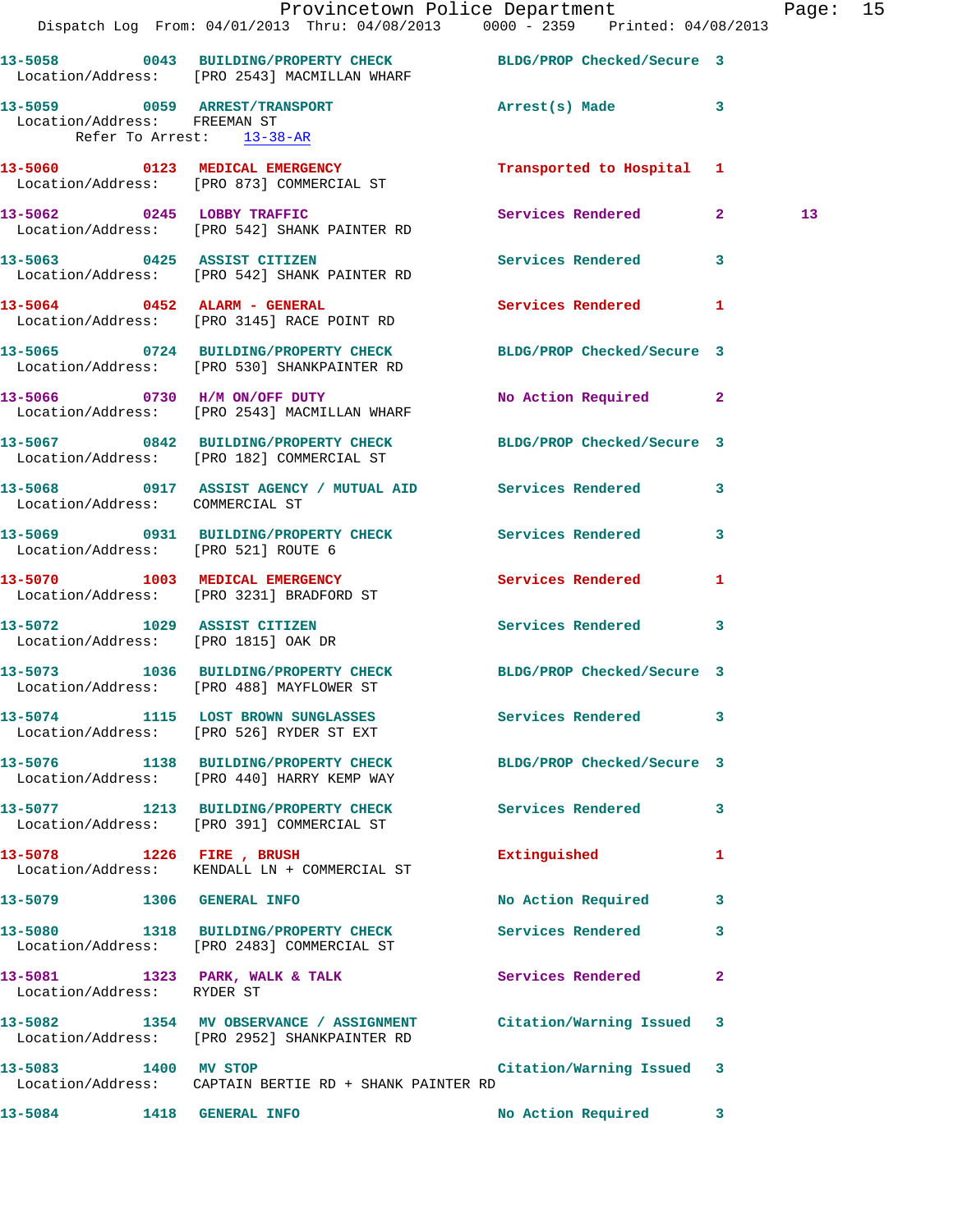13-5058 0043 BUILDING/PROPERTY CHECK BLDG/PROP Checked/Secure 3
Location/Address: [PRO 2543] MACMILLAN WHARF

13-5059 0059 ARREST/TRANSPORT Arrest(s) Made 3
Location/Address: FREEMAN ST
Refer To Arrest: 13-38-AR

13-5060 0123 MEDICAL EMERGENCY Transported to Hospital 1
Location/Address: [PRO 873] COMMERCIAL ST

13-5062 0245 LOBBY TRAFFIC Services Rendered 2 13
Location/Address: [PRO 542] SHANK PAINTER RD

13-5063 0425 ASSIST CITIZEN Services Rendered 3
Location/Address: [PRO 542] SHANK PAINTER RD

13-5064 0452 ALARM - GENERAL Services Rendered 1
Location/Address: [PRO 3145] RACE POINT RD

13-5065 0724 BUILDING/PROPERTY CHECK BLDG/PROP Checked/Secure 3
Location/Address: [PRO 530] SHANKPAINTER RD

13-5066 0730 H/M ON/OFF DUTY No Action Required 2
Location/Address: [PRO 2543] MACMILLAN WHARF

13-5067 0842 BUILDING/PROPERTY CHECK BLDG/PROP Checked/Secure 3
Location/Address: [PRO 182] COMMERCIAL ST

13-5068 0917 ASSIST AGENCY / MUTUAL AID Services Rendered 3
Location/Address: COMMERCIAL ST

13-5069 0931 BUILDING/PROPERTY CHECK Services Rendered 3
Location/Address: [PRO 521] ROUTE 6

13-5070 1003 MEDICAL EMERGENCY Services Rendered 1
Location/Address: [PRO 3231] BRADFORD ST

13-5072 1029 ASSIST CITIZEN Services Rendered 3
Location/Address: [PRO 1815] OAK DR

13-5073 1036 BUILDING/PROPERTY CHECK BLDG/PROP Checked/Secure 3
Location/Address: [PRO 488] MAYFLOWER ST

13-5074 1115 LOST BROWN SUNGLASSES Services Rendered 3
Location/Address: [PRO 526] RYDER ST EXT

13-5076 1138 BUILDING/PROPERTY CHECK BLDG/PROP Checked/Secure 3
Location/Address: [PRO 440] HARRY KEMP WAY

13-5077 1213 BUILDING/PROPERTY CHECK Services Rendered 3
Location/Address: [PRO 391] COMMERCIAL ST

13-5078 1226 FIRE , BRUSH Extinguished 1
Location/Address: KENDALL LN + COMMERCIAL ST

13-5079 1306 GENERAL INFO No Action Required 3

13-5080 1318 BUILDING/PROPERTY CHECK Services Rendered 3
Location/Address: [PRO 2483] COMMERCIAL ST

13-5081 1323 PARK, WALK & TALK Services Rendered 2
Location/Address: RYDER ST

13-5082 1354 MV OBSERVANCE / ASSIGNMENT Citation/Warning Issued 3
Location/Address: [PRO 2952] SHANKPAINTER RD

13-5083 1400 MV STOP Citation/Warning Issued 3
Location/Address: CAPTAIN BERTIE RD + SHANK PAINTER RD

13-5084 1418 GENERAL INFO No Action Required 3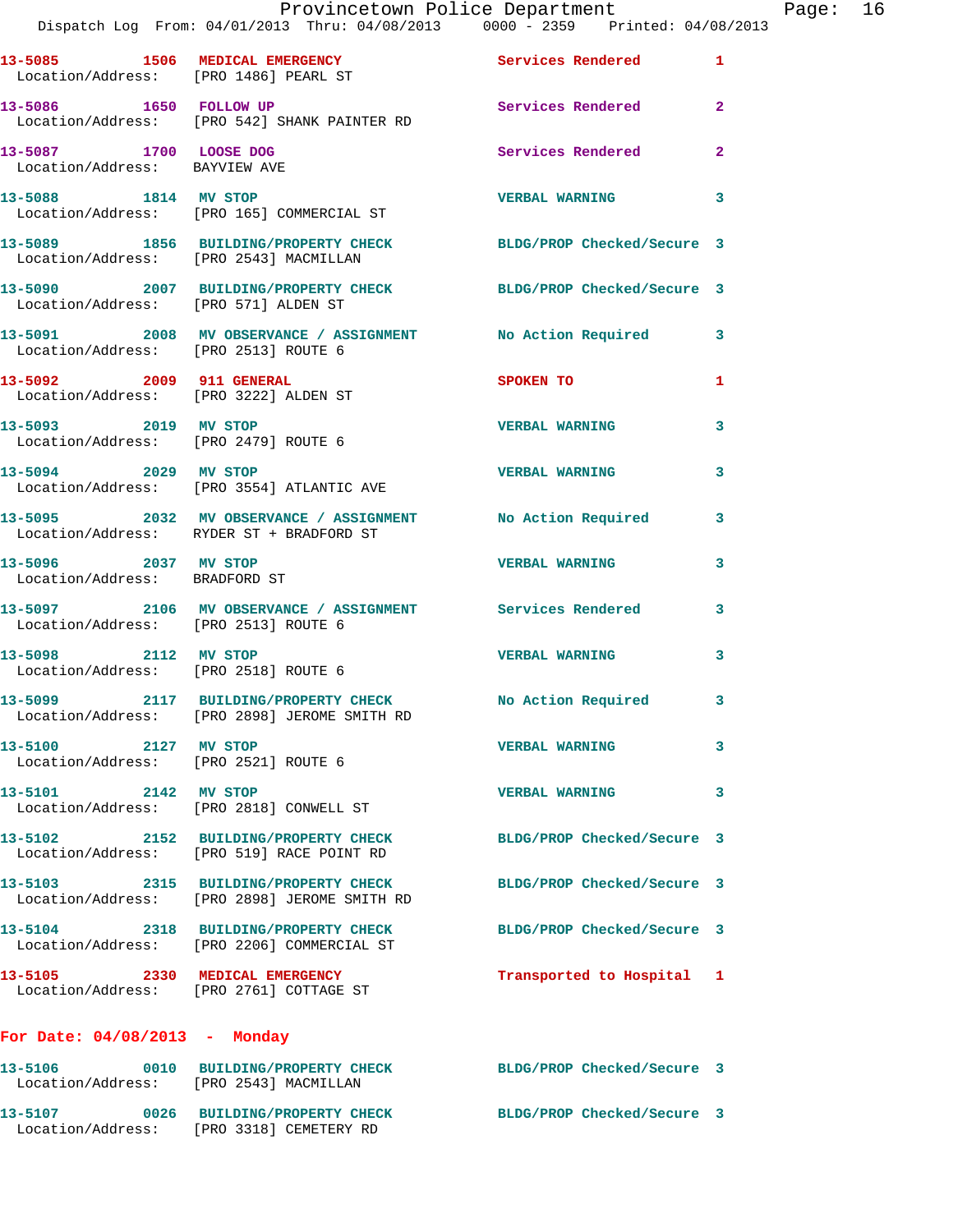13-5085 1506 MEDICAL EMERGENCY Services Rendered 1
Location/Address: [PRO 1486] PEARL ST

13-5086 1650 FOLLOW UP Services Rendered 2
Location/Address: [PRO 542] SHANK PAINTER RD

13-5087 1700 LOOSE DOG Services Rendered 2
Location/Address: BAYVIEW AVE

13-5088 1814 MV STOP VERBAL WARNING 3
Location/Address: [PRO 165] COMMERCIAL ST

13-5089 1856 BUILDING/PROPERTY CHECK BLDG/PROP Checked/Secure 3
Location/Address: [PRO 2543] MACMILLAN

13-5090 2007 BUILDING/PROPERTY CHECK BLDG/PROP Checked/Secure 3
Location/Address: [PRO 571] ALDEN ST

13-5091 2008 MV OBSERVANCE / ASSIGNMENT No Action Required 3
Location/Address: [PRO 2513] ROUTE 6

13-5092 2009 911 GENERAL SPOKEN TO 1
Location/Address: [PRO 3222] ALDEN ST

13-5093 2019 MV STOP VERBAL WARNING 3
Location/Address: [PRO 2479] ROUTE 6

13-5094 2029 MV STOP VERBAL WARNING 3
Location/Address: [PRO 3554] ATLANTIC AVE

13-5095 2032 MV OBSERVANCE / ASSIGNMENT No Action Required 3
Location/Address: RYDER ST + BRADFORD ST

13-5096 2037 MV STOP VERBAL WARNING 3
Location/Address: BRADFORD ST

13-5097 2106 MV OBSERVANCE / ASSIGNMENT Services Rendered 3
Location/Address: [PRO 2513] ROUTE 6

13-5098 2112 MV STOP VERBAL WARNING 3
Location/Address: [PRO 2518] ROUTE 6

13-5099 2117 BUILDING/PROPERTY CHECK No Action Required 3
Location/Address: [PRO 2898] JEROME SMITH RD

13-5100 2127 MV STOP VERBAL WARNING 3
Location/Address: [PRO 2521] ROUTE 6

13-5101 2142 MV STOP VERBAL WARNING 3
Location/Address: [PRO 2818] CONWELL ST

13-5102 2152 BUILDING/PROPERTY CHECK BLDG/PROP Checked/Secure 3
Location/Address: [PRO 519] RACE POINT RD

13-5103 2315 BUILDING/PROPERTY CHECK BLDG/PROP Checked/Secure 3
Location/Address: [PRO 2898] JEROME SMITH RD

13-5104 2318 BUILDING/PROPERTY CHECK BLDG/PROP Checked/Secure 3
Location/Address: [PRO 2206] COMMERCIAL ST

13-5105 2330 MEDICAL EMERGENCY Transported to Hospital 1
Location/Address: [PRO 2761] COTTAGE ST

**For Date: 04/08/2013 - Monday**

13-5106 0010 BUILDING/PROPERTY CHECK BLDG/PROP Checked/Secure 3
Location/Address: [PRO 2543] MACMILLAN

13-5107 0026 BUILDING/PROPERTY CHECK BLDG/PROP Checked/Secure 3
Location/Address: [PRO 3318] CEMETERY RD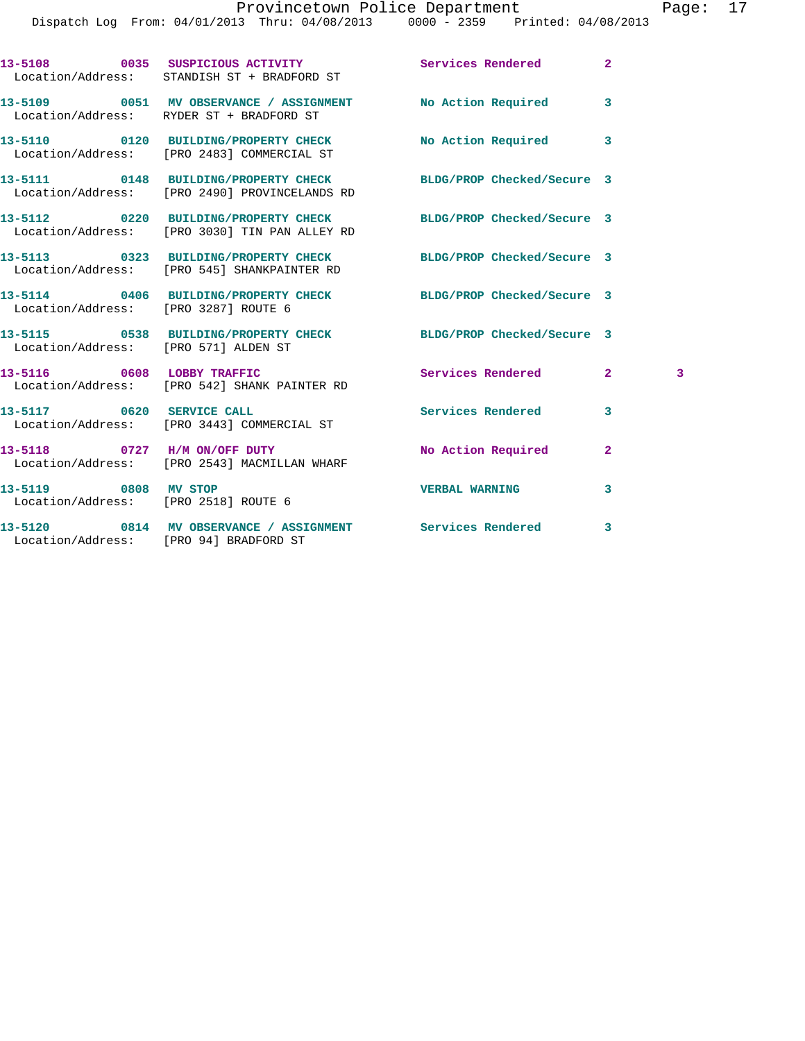13-5108 0035 SUSPICIOUS ACTIVITY Services Rendered 2
Location/Address: STANDISH ST + BRADFORD ST

13-5109 0051 MV OBSERVANCE / ASSIGNMENT No Action Required 3
Location/Address: RYDER ST + BRADFORD ST

13-5110 0120 BUILDING/PROPERTY CHECK No Action Required 3
Location/Address: [PRO 2483] COMMERCIAL ST

13-5111 0148 BUILDING/PROPERTY CHECK BLDG/PROP Checked/Secure 3
Location/Address: [PRO 2490] PROVINCELANDS RD

13-5112 0220 BUILDING/PROPERTY CHECK BLDG/PROP Checked/Secure 3
Location/Address: [PRO 3030] TIN PAN ALLEY RD

13-5113 0323 BUILDING/PROPERTY CHECK BLDG/PROP Checked/Secure 3
Location/Address: [PRO 545] SHANKPAINTER RD

13-5114 0406 BUILDING/PROPERTY CHECK BLDG/PROP Checked/Secure 3
Location/Address: [PRO 3287] ROUTE 6

13-5115 0538 BUILDING/PROPERTY CHECK BLDG/PROP Checked/Secure 3
Location/Address: [PRO 571] ALDEN ST

13-5116 0608 LOBBY TRAFFIC Services Rendered 2 3
Location/Address: [PRO 542] SHANK PAINTER RD

13-5117 0620 SERVICE CALL Services Rendered 3
Location/Address: [PRO 3443] COMMERCIAL ST

13-5118 0727 H/M ON/OFF DUTY No Action Required 2
Location/Address: [PRO 2543] MACMILLAN WHARF

13-5119 0808 MV STOP VERBAL WARNING 3
Location/Address: [PRO 2518] ROUTE 6

13-5120 0814 MV OBSERVANCE / ASSIGNMENT Services Rendered 3
Location/Address: [PRO 94] BRADFORD ST